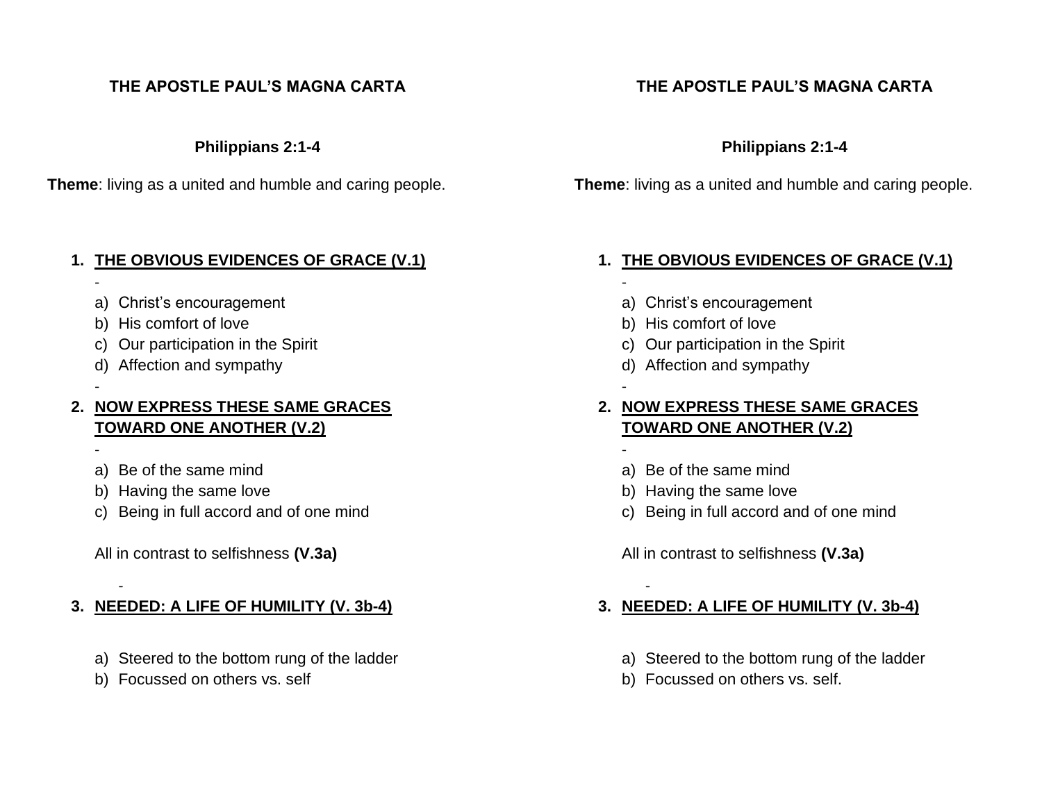**THE APOSTLE PAUL'S MAGNA CARTA**

**Philippians 2:1-4**

**Theme**: living as a united and humble and caring people.

1. **<u>THE OBVIOUS EVIDENCES OF GRACE (V.1)</u>**

   -

   a) Christ's encouragement
   b) His comfort of love
   c) Our participation in the Spirit
   d) Affection and sympathy

   -

2. **<u>NOW EXPRESS THESE SAME GRACES TOWARD ONE ANOTHER (V.2)</u>**

   -

   a) Be of the same mind
   b) Having the same love
   c) Being in full accord and of one mind

   All in contrast to selfishness **(V.3a)**

   -

3. **<u>NEEDED: A LIFE OF HUMILITY (V. 3b-4)</u>**

   a) Steered to the bottom rung of the ladder
   b) Focussed on others vs. self

**THE APOSTLE PAUL'S MAGNA CARTA**

**Philippians 2:1-4**

**Theme**: living as a united and humble and caring people.

1. **<u>THE OBVIOUS EVIDENCES OF GRACE (V.1)</u>**

   -

   a) Christ's encouragement
   b) His comfort of love
   c) Our participation in the Spirit
   d) Affection and sympathy

   -

2. **<u>NOW EXPRESS THESE SAME GRACES TOWARD ONE ANOTHER (V.2)</u>**

   -

   a) Be of the same mind
   b) Having the same love
   c) Being in full accord and of one mind

   All in contrast to selfishness **(V.3a)**

   -

3. **<u>NEEDED: A LIFE OF HUMILITY (V. 3b-4)</u>**

   a) Steered to the bottom rung of the ladder
   b) Focussed on others vs. self.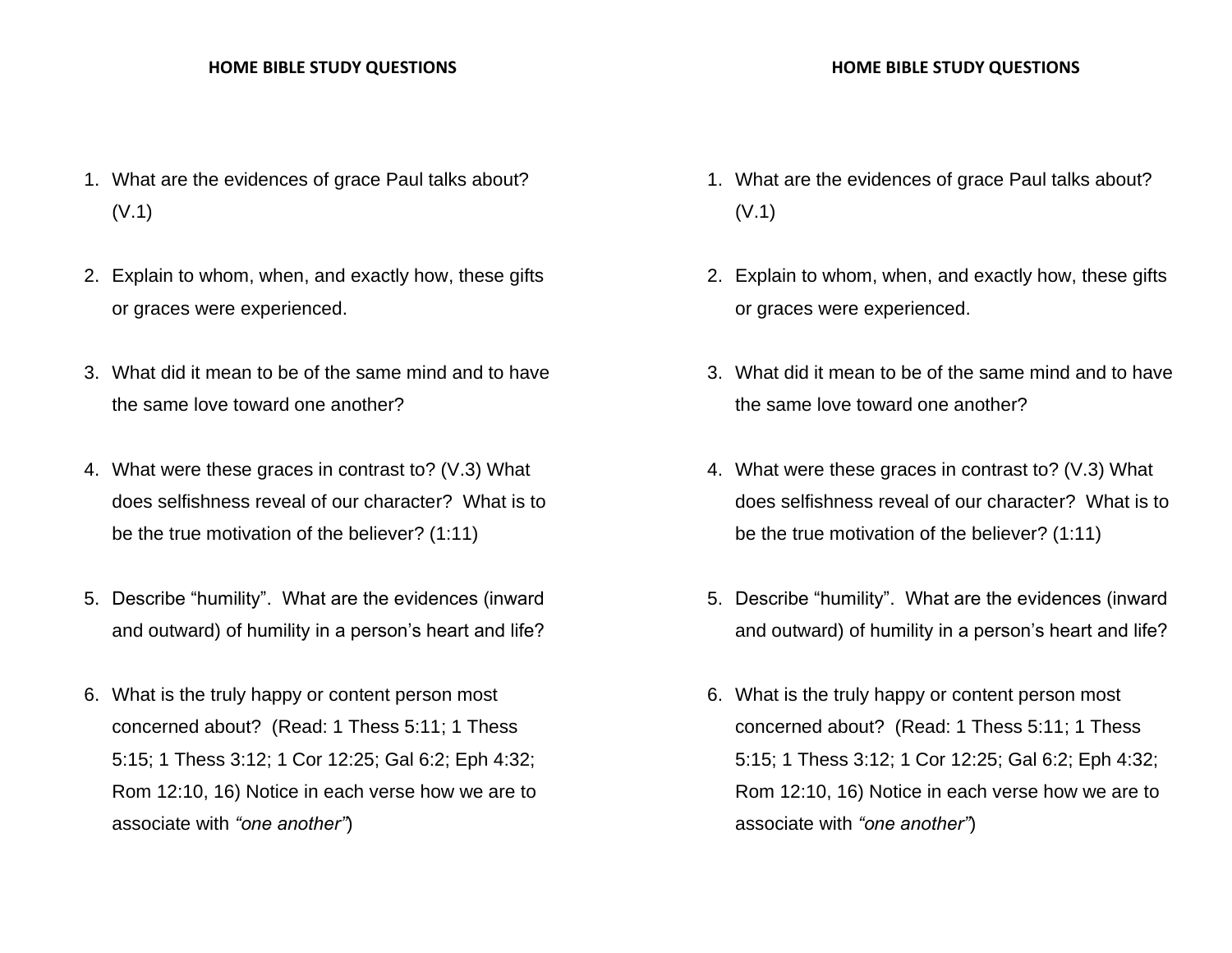**HOME BIBLE STUDY QUESTIONS**

1. What are the evidences of grace Paul talks about? (V.1)

2. Explain to whom, when, and exactly how, these gifts or graces were experienced.

3. What did it mean to be of the same mind and to have the same love toward one another?

4. What were these graces in contrast to? (V.3) What does selfishness reveal of our character? What is to be the true motivation of the believer? (1:11)

5. Describe "humility". What are the evidences (inward and outward) of humility in a person's heart and life?

6. What is the truly happy or content person most concerned about? (Read: 1 Thess 5:11; 1 Thess 5:15; 1 Thess 3:12; 1 Cor 12:25; Gal 6:2; Eph 4:32; Rom 12:10, 16) Notice in each verse how we are to associate with *"one another"*)

**HOME BIBLE STUDY QUESTIONS**

1. What are the evidences of grace Paul talks about? (V.1)

2. Explain to whom, when, and exactly how, these gifts or graces were experienced.

3. What did it mean to be of the same mind and to have the same love toward one another?

4. What were these graces in contrast to? (V.3) What does selfishness reveal of our character? What is to be the true motivation of the believer? (1:11)

5. Describe "humility". What are the evidences (inward and outward) of humility in a person's heart and life?

6. What is the truly happy or content person most concerned about? (Read: 1 Thess 5:11; 1 Thess 5:15; 1 Thess 3:12; 1 Cor 12:25; Gal 6:2; Eph 4:32; Rom 12:10, 16) Notice in each verse how we are to associate with *"one another"*)